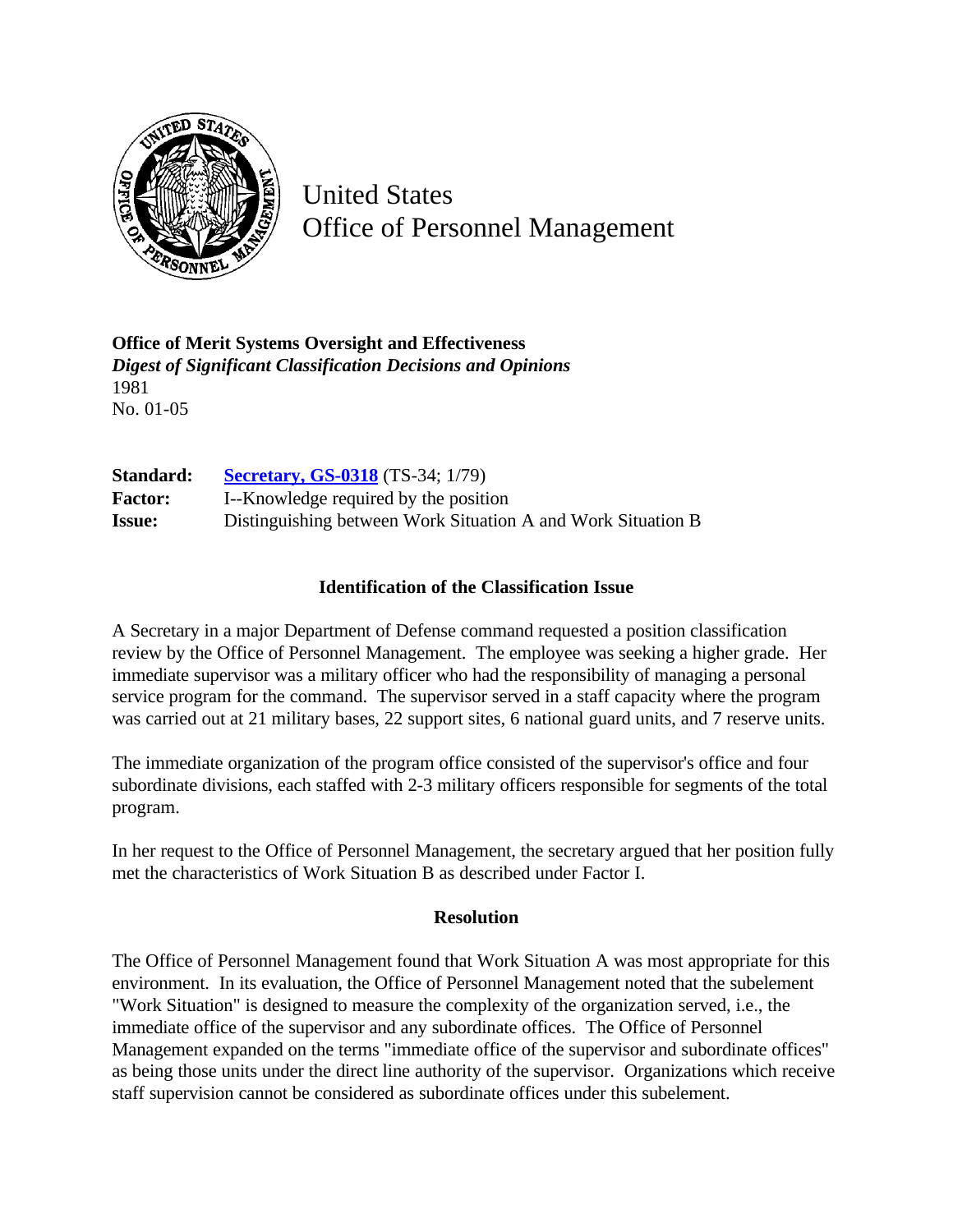United States
Office of Personnel Management

**Office of Merit Systems Oversight and Effectiveness**
***Digest of Significant Classification Decisions and Opinions***
1981
No. 01-05

| | |
|---|---|
| **Standard:** | **Secretary, GS-0318** (TS-34; 1/79) |
| **Factor:** | I--Knowledge required by the position |
| **Issue:** | Distinguishing between Work Situation A and Work Situation B |

## Identification of the Classification Issue

A Secretary in a major Department of Defense command requested a position classification review by the Office of Personnel Management. The employee was seeking a higher grade. Her immediate supervisor was a military officer who had the responsibility of managing a personal service program for the command. The supervisor served in a staff capacity where the program was carried out at 21 military bases, 22 support sites, 6 national guard units, and 7 reserve units.

The immediate organization of the program office consisted of the supervisor's office and four subordinate divisions, each staffed with 2-3 military officers responsible for segments of the total program.

In her request to the Office of Personnel Management, the secretary argued that her position fully met the characteristics of Work Situation B as described under Factor I.

## Resolution

The Office of Personnel Management found that Work Situation A was most appropriate for this environment. In its evaluation, the Office of Personnel Management noted that the subelement "Work Situation" is designed to measure the complexity of the organization served, i.e., the immediate office of the supervisor and any subordinate offices. The Office of Personnel Management expanded on the terms "immediate office of the supervisor and subordinate offices" as being those units under the direct line authority of the supervisor. Organizations which receive staff supervision cannot be considered as subordinate offices under this subelement.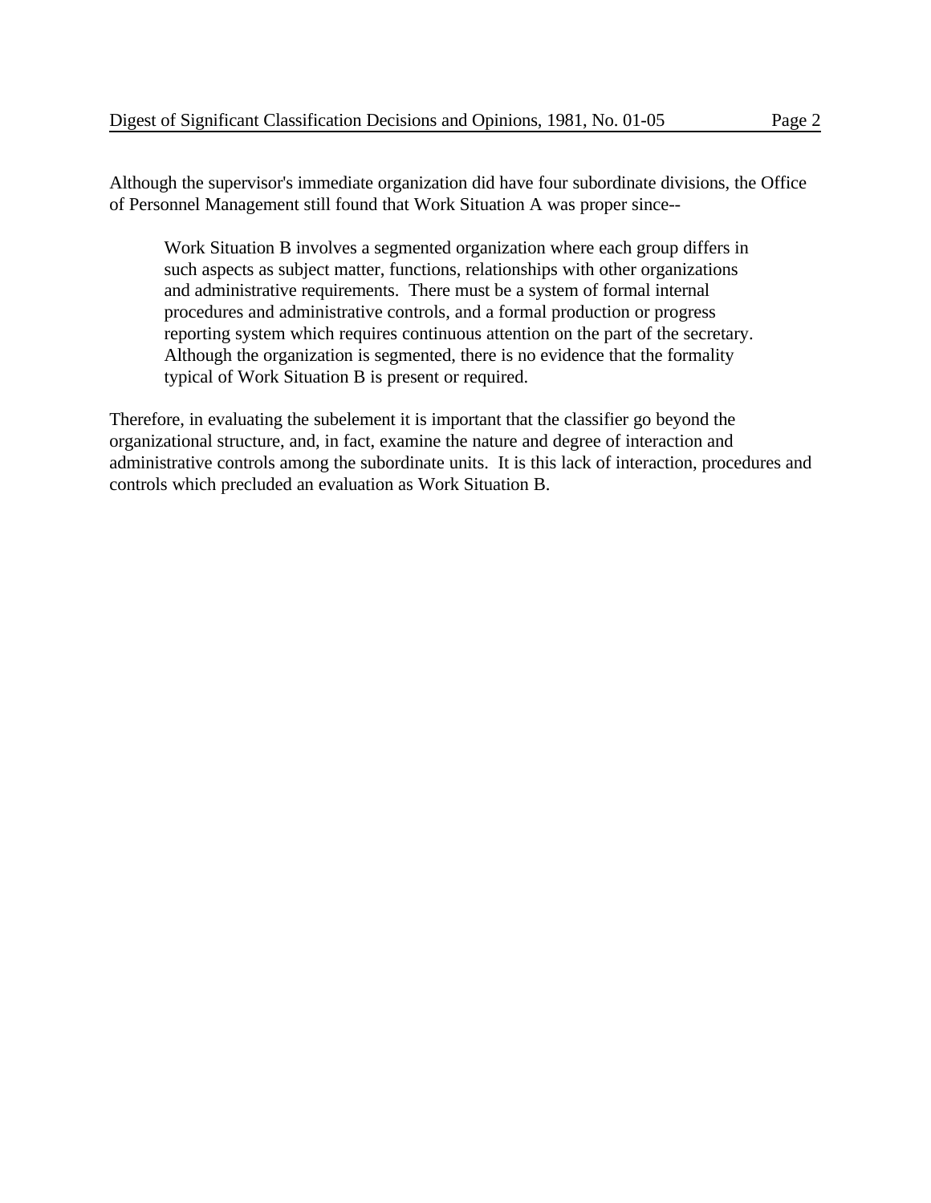Although the supervisor's immediate organization did have four subordinate divisions, the Office of Personnel Management still found that Work Situation A was proper since--

> Work Situation B involves a segmented organization where each group differs in such aspects as subject matter, functions, relationships with other organizations and administrative requirements. There must be a system of formal internal procedures and administrative controls, and a formal production or progress reporting system which requires continuous attention on the part of the secretary. Although the organization is segmented, there is no evidence that the formality typical of Work Situation B is present or required.

Therefore, in evaluating the subelement it is important that the classifier go beyond the organizational structure, and, in fact, examine the nature and degree of interaction and administrative controls among the subordinate units. It is this lack of interaction, procedures and controls which precluded an evaluation as Work Situation B.